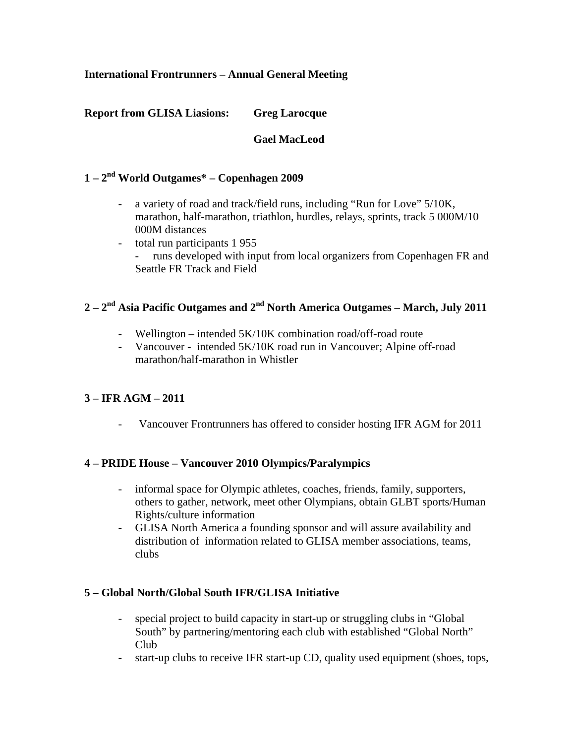**International Frontrunners – Annual General Meeting**

**Report from GLISA Liasions: Greg Larocque**

**Gael MacLeod**

## 1 – 2nd World Outgames* – Copenhagen 2009

- a variety of road and track/field runs, including "Run for Love" 5/10K, marathon, half-marathon, triathlon, hurdles, relays, sprints, track 5 000M/10 000M distances
- total run participants 1 955
  - runs developed with input from local organizers from Copenhagen FR and Seattle FR Track and Field

## 2 – 2nd Asia Pacific Outgames and 2nd North America Outgames – March, July 2011

- Wellington – intended 5K/10K combination road/off-road route
- Vancouver - intended 5K/10K road run in Vancouver; Alpine off-road marathon/half-marathon in Whistler

## 3 – IFR AGM – 2011

- Vancouver Frontrunners has offered to consider hosting IFR AGM for 2011

## 4 – PRIDE House – Vancouver 2010 Olympics/Paralympics

- informal space for Olympic athletes, coaches, friends, family, supporters, others to gather, network, meet other Olympians, obtain GLBT sports/Human Rights/culture information
- GLISA North America a founding sponsor and will assure availability and distribution of information related to GLISA member associations, teams, clubs

## 5 – Global North/Global South IFR/GLISA Initiative

- special project to build capacity in start-up or struggling clubs in "Global South" by partnering/mentoring each club with established "Global North" Club
- start-up clubs to receive IFR start-up CD, quality used equipment (shoes, tops,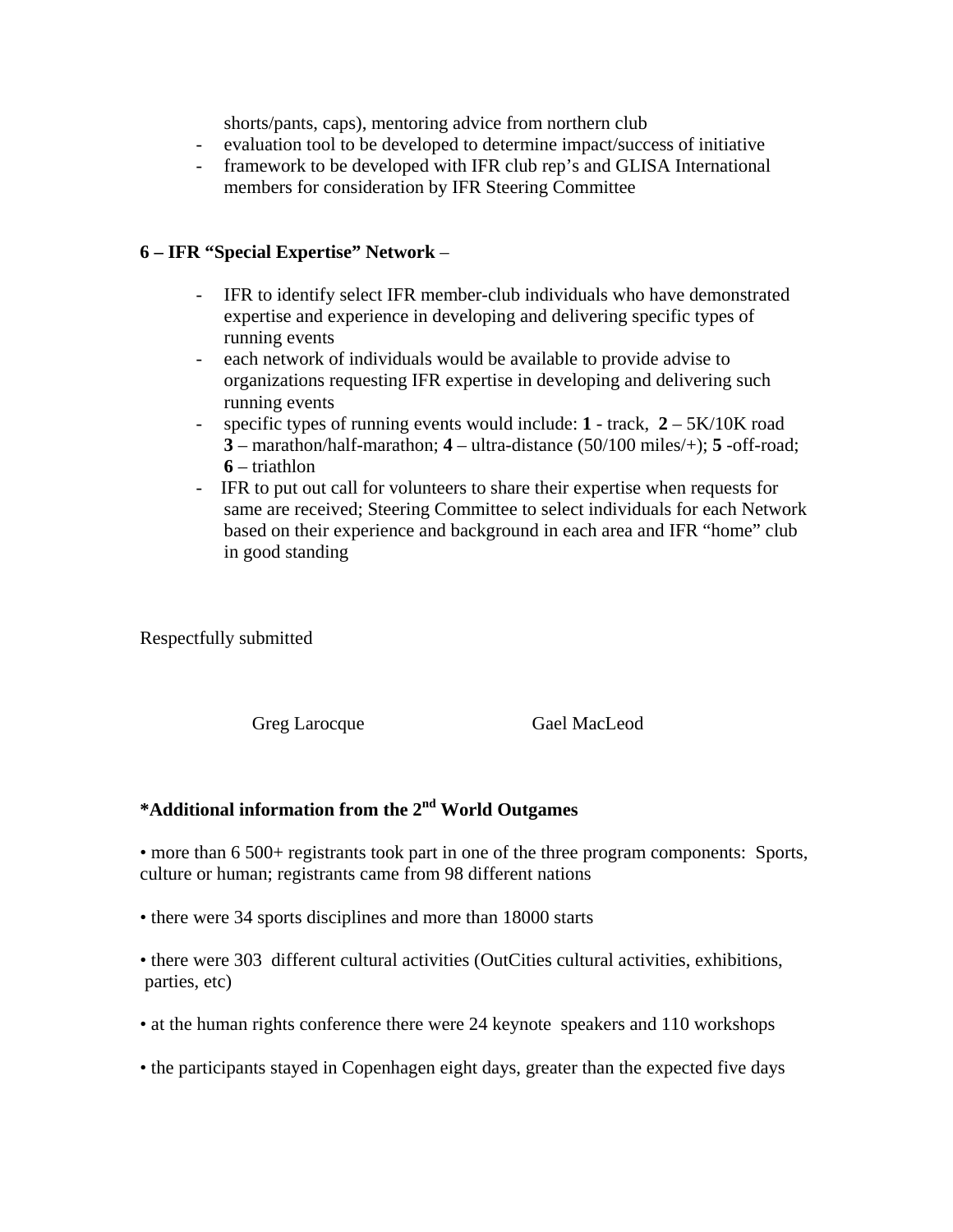shorts/pants, caps), mentoring advice from northern club

- evaluation tool to be developed to determine impact/success of initiative
- framework to be developed with IFR club rep's and GLISA International members for consideration by IFR Steering Committee

**6 – IFR "Special Expertise" Network** –

- IFR to identify select IFR member-club individuals who have demonstrated expertise and experience in developing and delivering specific types of running events
- each network of individuals would be available to provide advise to organizations requesting IFR expertise in developing and delivering such running events
- specific types of running events would include: **1** - track, **2** – 5K/10K road **3** – marathon/half-marathon; **4** – ultra-distance (50/100 miles/+); **5** -off-road; **6** – triathlon
- IFR to put out call for volunteers to share their expertise when requests for same are received; Steering Committee to select individuals for each Network based on their experience and background in each area and IFR "home" club in good standing

Respectfully submitted

Greg Larocque Gael MacLeod

**\*Additional information from the 2nd World Outgames**

• more than 6 500+ registrants took part in one of the three program components: Sports, culture or human; registrants came from 98 different nations

• there were 34 sports disciplines and more than 18000 starts

• there were 303 different cultural activities (OutCities cultural activities, exhibitions, parties, etc)

• at the human rights conference there were 24 keynote speakers and 110 workshops

• the participants stayed in Copenhagen eight days, greater than the expected five days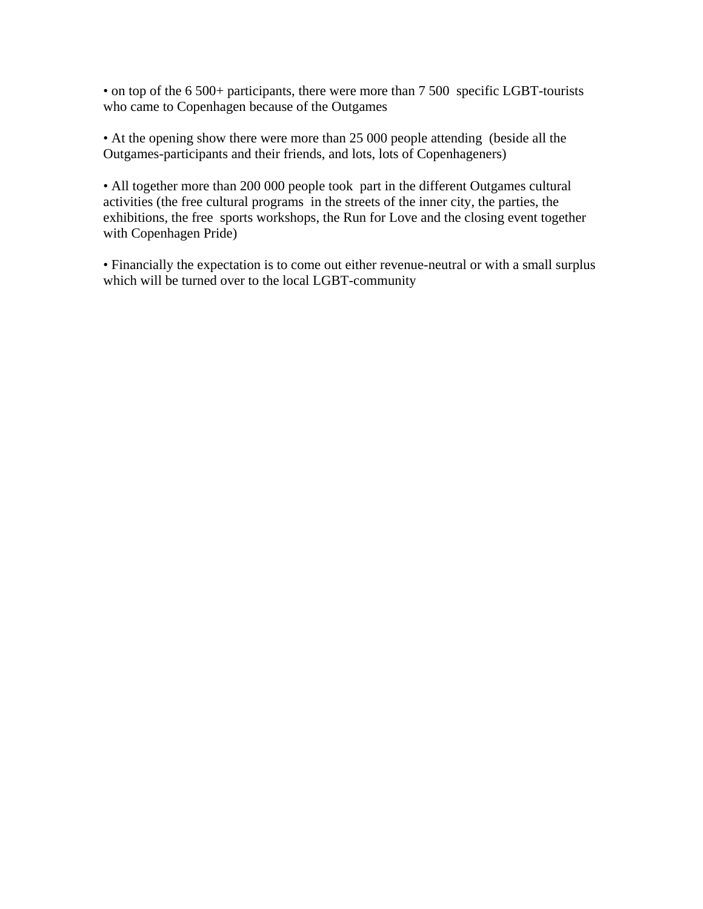- on top of the 6 500+ participants, there were more than 7 500 specific LGBT-tourists who came to Copenhagen because of the Outgames

- At the opening show there were more than 25 000 people attending (beside all the Outgames-participants and their friends, and lots, lots of Copenhageners)

- All together more than 200 000 people took part in the different Outgames cultural activities (the free cultural programs in the streets of the inner city, the parties, the exhibitions, the free sports workshops, the Run for Love and the closing event together with Copenhagen Pride)

- Financially the expectation is to come out either revenue-neutral or with a small surplus which will be turned over to the local LGBT-community